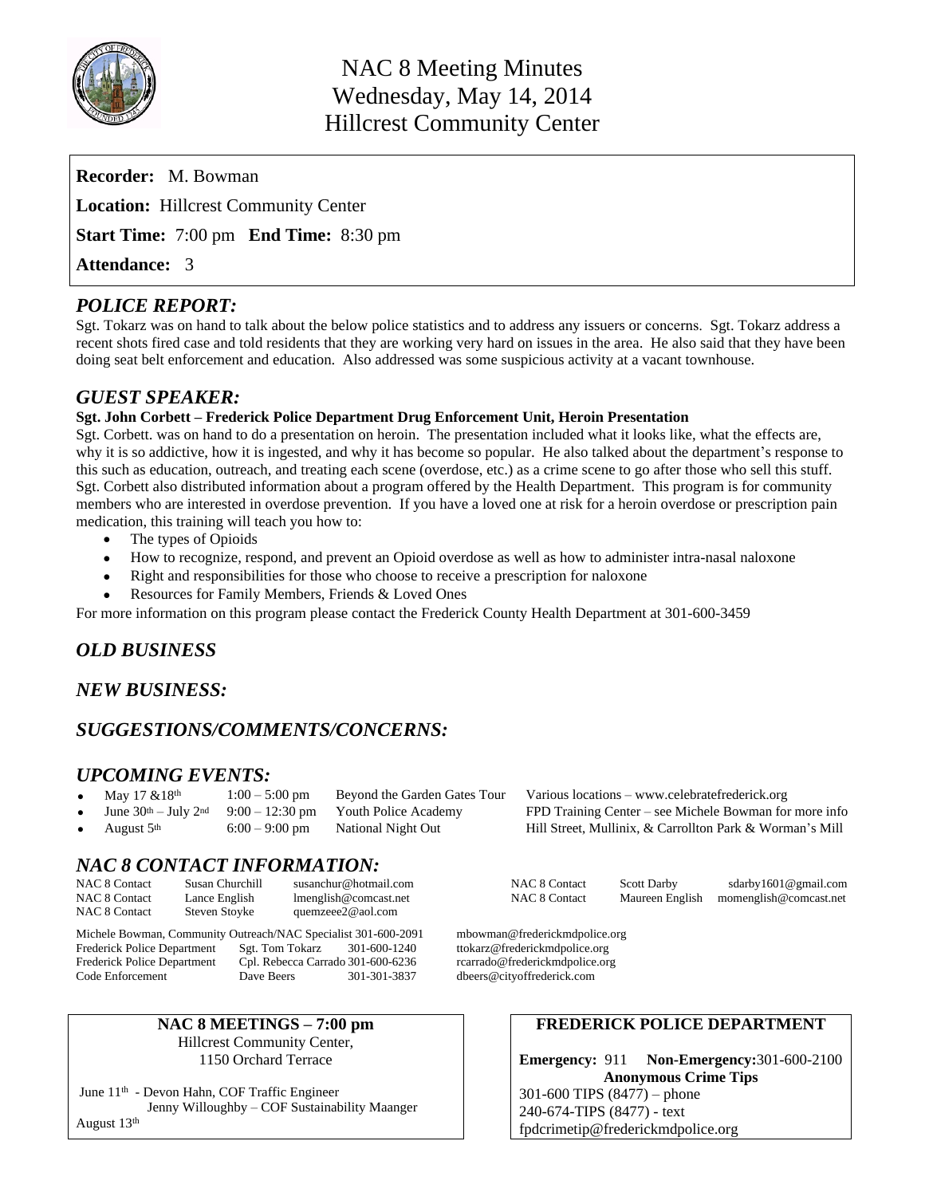# NAC 8 Meeting Minutes
## Wednesday, May 14, 2014
## Hillcrest Community Center

**Recorder:** M. Bowman

**Location:** Hillcrest Community Center

**Start Time:** 7:00 pm **End Time:** 8:30 pm

**Attendance:** 3

## *POLICE REPORT:*

Sgt. Tokarz was on hand to talk about the below police statistics and to address any issuers or concerns. Sgt. Tokarz address a recent shots fired case and told residents that they are working very hard on issues in the area. He also said that they have been doing seat belt enforcement and education. Also addressed was some suspicious activity at a vacant townhouse.

## *GUEST SPEAKER:*

**Sgt. John Corbett – Frederick Police Department Drug Enforcement Unit, Heroin Presentation**

Sgt. Corbett. was on hand to do a presentation on heroin. The presentation included what it looks like, what the effects are, why it is so addictive, how it is ingested, and why it has become so popular. He also talked about the department's response to this such as education, outreach, and treating each scene (overdose, etc.) as a crime scene to go after those who sell this stuff. Sgt. Corbett also distributed information about a program offered by the Health Department. This program is for community members who are interested in overdose prevention. If you have a loved one at risk for a heroin overdose or prescription pain medication, this training will teach you how to:

- The types of Opioids
- How to recognize, respond, and prevent an Opioid overdose as well as how to administer intra-nasal naloxone
- Right and responsibilities for those who choose to receive a prescription for naloxone
- Resources for Family Members, Friends & Loved Ones

For more information on this program please contact the Frederick County Health Department at 301-600-3459

## *OLD BUSINESS*

## *NEW BUSINESS:*

## *SUGGESTIONS/COMMENTS/CONCERNS:*

## *UPCOMING EVENTS:*

- May 17 &18th 1:00 – 5:00 pm Beyond the Garden Gates Tour Various locations – www.celebratefrederick.org
- June 30th – July 2nd 9:00 – 12:30 pm Youth Police Academy FPD Training Center – see Michele Bowman for more info
- August 5th 6:00 – 9:00 pm National Night Out Hill Street, Mullinix, & Carrollton Park & Worman's Mill

## *NAC 8 CONTACT INFORMATION:*

| | | |
|---|---|---|
| NAC 8 Contact | Susan Churchill | susanchur@hotmail.com |
| NAC 8 Contact | Lance English | lmenglish@comcast.net |
| NAC 8 Contact | Steven Stoyke | quemzeee2@aol.com |
| NAC 8 Contact | Scott Darby | sdarby1601@gmail.com |
| NAC 8 Contact | Maureen English | momenglish@comcast.net |

| | | | |
|---|---|---|---|
| Michele Bowman, Community Outreach/NAC Specialist | | 301-600-2091 | mbowman@frederickmdpolice.org |
| Frederick Police Department | Sgt. Tom Tokarz | 301-600-1240 | ttokarz@frederickmdpolice.org |
| Frederick Police Department | Cpl. Rebecca Carrado | 301-600-6236 | rcarrado@frederickmdpolice.org |
| Code Enforcement | Dave Beers | 301-301-3837 | dbeers@cityoffrederick.com |

**NAC 8 MEETINGS – 7:00 pm**
Hillcrest Community Center,
1150 Orchard Terrace

June 11th - Devon Hahn, COF Traffic Engineer
Jenny Willoughby – COF Sustainability Maanger
August 13th

**FREDERICK POLICE DEPARTMENT**

**Emergency:** 911 **Non-Emergency:** 301-600-2100
**Anonymous Crime Tips**
301-600 TIPS (8477) – phone
240-674-TIPS (8477) - text
fpdcrimetip@frederickmdpolice.org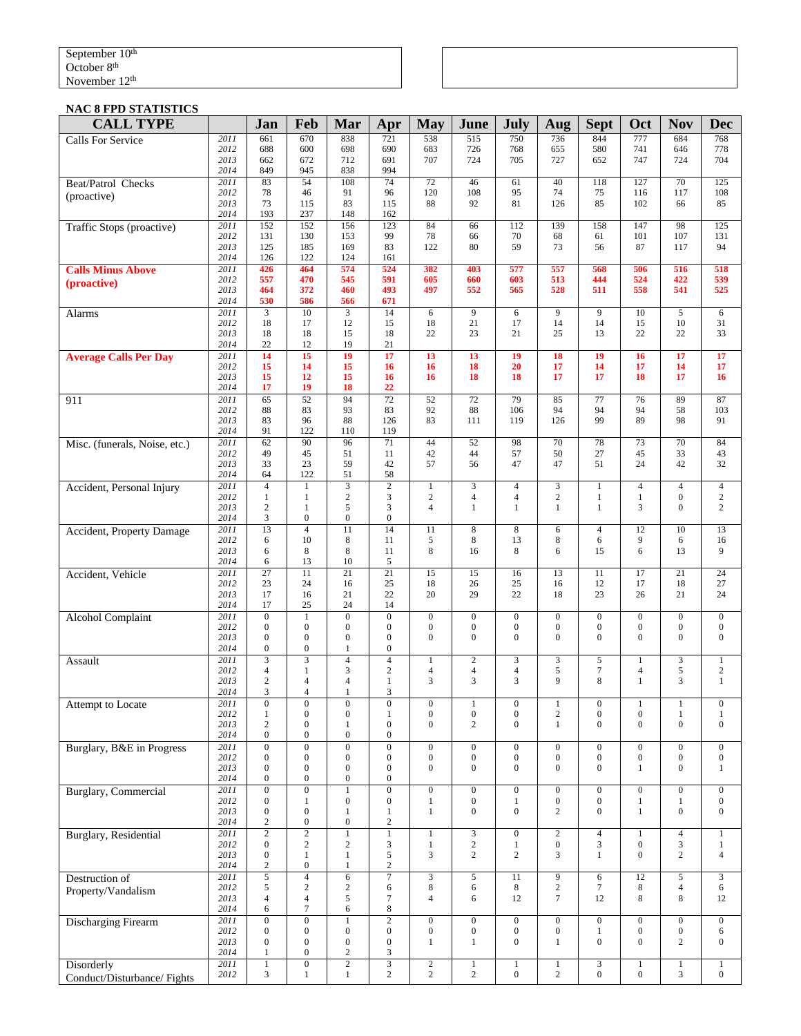September 10th
October 8th
November 12th

**NAC 8 FPD STATISTICS**

| CALL TYPE | | Jan | Feb | Mar | Apr | May | June | July | Aug | Sept | Oct | Nov | Dec |
|---|---|---|---|---|---|---|---|---|---|---|---|---|---|
| Calls For Service | 2011 | 661 | 670 | 838 | 721 | 538 | 515 | 750 | 736 | 844 | 777 | 684 | 768 |
| | 2012 | 688 | 600 | 698 | 690 | 683 | 726 | 768 | 655 | 580 | 741 | 646 | 778 |
| | 2013 | 662 | 672 | 712 | 691 | 707 | 724 | 705 | 727 | 652 | 747 | 724 | 704 |
| | 2014 | 849 | 945 | 838 | 994 | | | | | | | | |
| Beat/Patrol Checks (proactive) | 2011 | 83 | 54 | 108 | 74 | 72 | 46 | 61 | 40 | 118 | 127 | 70 | 125 |
| | 2012 | 78 | 46 | 91 | 96 | 120 | 108 | 95 | 74 | 75 | 116 | 117 | 108 |
| | 2013 | 73 | 115 | 83 | 115 | 88 | 92 | 81 | 126 | 85 | 102 | 66 | 85 |
| | 2014 | 193 | 237 | 148 | 162 | | | | | | | | |
| Traffic Stops (proactive) | 2011 | 152 | 152 | 156 | 123 | 84 | 66 | 112 | 139 | 158 | 147 | 98 | 125 |
| | 2012 | 131 | 130 | 153 | 99 | 78 | 66 | 70 | 68 | 61 | 101 | 107 | 131 |
| | 2013 | 125 | 185 | 169 | 83 | 122 | 80 | 59 | 73 | 56 | 87 | 117 | 94 |
| | 2014 | 126 | 122 | 124 | 161 | | | | | | | | |
| **Calls Minus Above (proactive)** | 2011 | **426** | **464** | **574** | **524** | **382** | **403** | **577** | **557** | **568** | **506** | **516** | **518** |
| | 2012 | **557** | **470** | **545** | **591** | **605** | **660** | **603** | **513** | **444** | **524** | **422** | **539** |
| | 2013 | **464** | **372** | **460** | **493** | **497** | **552** | **565** | **528** | **511** | **558** | **541** | **525** |
| | 2014 | **530** | **586** | **566** | **671** | | | | | | | | |
| Alarms | 2011 | 3 | 10 | 3 | 14 | 6 | 9 | 6 | 9 | 9 | 10 | 5 | 6 |
| | 2012 | 18 | 17 | 12 | 15 | 18 | 21 | 17 | 14 | 14 | 15 | 10 | 31 |
| | 2013 | 18 | 18 | 15 | 18 | 22 | 23 | 21 | 25 | 13 | 22 | 22 | 33 |
| | 2014 | 22 | 12 | 19 | 21 | | | | | | | | |
| **Average Calls Per Day** | 2011 | **14** | **15** | **19** | **17** | **13** | **13** | **19** | **18** | **19** | **16** | **17** | **17** |
| | 2012 | **15** | **14** | **15** | **16** | **16** | **18** | **20** | **17** | **14** | **17** | **14** | **17** |
| | 2013 | **15** | **12** | **15** | **16** | **16** | **18** | **18** | **17** | **17** | **18** | **17** | **16** |
| | 2014 | **17** | **19** | **18** | **22** | | | | | | | | |
| 911 | 2011 | 65 | 52 | 94 | 72 | 52 | 72 | 79 | 85 | 77 | 76 | 89 | 87 |
| | 2012 | 88 | 83 | 93 | 83 | 92 | 88 | 106 | 94 | 94 | 94 | 58 | 103 |
| | 2013 | 83 | 96 | 88 | 126 | 83 | 111 | 119 | 126 | 99 | 89 | 98 | 91 |
| | 2014 | 91 | 122 | 110 | 119 | | | | | | | | |
| Misc. (funerals, Noise, etc.) | 2011 | 62 | 90 | 96 | 71 | 44 | 52 | 98 | 70 | 78 | 73 | 70 | 84 |
| | 2012 | 49 | 45 | 51 | 11 | 42 | 44 | 57 | 50 | 27 | 45 | 33 | 43 |
| | 2013 | 33 | 23 | 59 | 42 | 57 | 56 | 47 | 47 | 51 | 24 | 42 | 32 |
| | 2014 | 64 | 122 | 51 | 58 | | | | | | | | |
| Accident, Personal Injury | 2011 | 4 | 1 | 3 | 2 | 1 | 3 | 4 | 3 | 1 | 4 | 4 | 4 |
| | 2012 | 1 | 1 | 2 | 3 | 2 | 4 | 4 | 2 | 1 | 1 | 0 | 2 |
| | 2013 | 2 | 1 | 5 | 3 | 4 | 1 | 1 | 1 | 1 | 3 | 0 | 2 |
| | 2014 | 3 | 0 | 0 | 0 | | | | | | | | |
| Accident, Property Damage | 2011 | 13 | 4 | 11 | 14 | 11 | 8 | 8 | 6 | 4 | 12 | 10 | 13 |
| | 2012 | 6 | 10 | 8 | 11 | 5 | 8 | 13 | 8 | 6 | 9 | 6 | 16 |
| | 2013 | 6 | 8 | 8 | 11 | 8 | 16 | 8 | 6 | 15 | 6 | 13 | 9 |
| | 2014 | 6 | 13 | 10 | 5 | | | | | | | | |
| Accident, Vehicle | 2011 | 27 | 11 | 21 | 21 | 15 | 15 | 16 | 13 | 11 | 17 | 21 | 24 |
| | 2012 | 23 | 24 | 16 | 25 | 18 | 26 | 25 | 16 | 12 | 17 | 18 | 27 |
| | 2013 | 17 | 16 | 21 | 22 | 20 | 29 | 22 | 18 | 23 | 26 | 21 | 24 |
| | 2014 | 17 | 25 | 24 | 14 | | | | | | | | |
| Alcohol Complaint | 2011 | 0 | 1 | 0 | 0 | 0 | 0 | 0 | 0 | 0 | 0 | 0 | 0 |
| | 2012 | 0 | 0 | 0 | 0 | 0 | 0 | 0 | 0 | 0 | 0 | 0 | 0 |
| | 2013 | 0 | 0 | 0 | 0 | 0 | 0 | 0 | 0 | 0 | 0 | 0 | 0 |
| | 2014 | 0 | 0 | 1 | 0 | | | | | | | | |
| Assault | 2011 | 3 | 3 | 4 | 4 | 1 | 2 | 3 | 3 | 5 | 1 | 3 | 1 |
| | 2012 | 4 | 1 | 3 | 2 | 4 | 4 | 4 | 5 | 7 | 4 | 5 | 2 |
| | 2013 | 2 | 4 | 4 | 1 | 3 | 3 | 3 | 9 | 8 | 1 | 3 | 1 |
| | 2014 | 3 | 4 | 1 | 3 | | | | | | | | |
| Attempt to Locate | 2011 | 0 | 0 | 0 | 0 | 0 | 1 | 0 | 1 | 0 | 1 | 1 | 0 |
| | 2012 | 1 | 0 | 0 | 1 | 0 | 0 | 0 | 2 | 0 | 0 | 1 | 1 |
| | 2013 | 2 | 0 | 1 | 0 | 0 | 2 | 0 | 1 | 0 | 0 | 0 | 0 |
| | 2014 | 0 | 0 | 0 | 0 | | | | | | | | |
| Burglary, B&E in Progress | 2011 | 0 | 0 | 0 | 0 | 0 | 0 | 0 | 0 | 0 | 0 | 0 | 0 |
| | 2012 | 0 | 0 | 0 | 0 | 0 | 0 | 0 | 0 | 0 | 0 | 0 | 0 |
| | 2013 | 0 | 0 | 0 | 0 | 0 | 0 | 0 | 0 | 0 | 1 | 0 | 1 |
| | 2014 | 0 | 0 | 0 | 0 | | | | | | | | |
| Burglary, Commercial | 2011 | 0 | 0 | 1 | 0 | 0 | 0 | 0 | 0 | 0 | 0 | 0 | 0 |
| | 2012 | 0 | 1 | 0 | 0 | 1 | 0 | 1 | 0 | 0 | 1 | 1 | 0 |
| | 2013 | 0 | 0 | 1 | 1 | 1 | 0 | 0 | 2 | 0 | 1 | 0 | 0 |
| | 2014 | 2 | 0 | 0 | 2 | | | | | | | | |
| Burglary, Residential | 2011 | 2 | 2 | 1 | 1 | 1 | 3 | 0 | 2 | 4 | 1 | 4 | 1 |
| | 2012 | 0 | 2 | 2 | 3 | 1 | 2 | 1 | 0 | 3 | 0 | 3 | 1 |
| | 2013 | 0 | 1 | 1 | 5 | 3 | 2 | 2 | 3 | 1 | 0 | 2 | 4 |
| | 2014 | 2 | 0 | 1 | 2 | | | | | | | | |
| Destruction of Property/Vandalism | 2011 | 5 | 4 | 6 | 7 | 3 | 5 | 11 | 9 | 6 | 12 | 5 | 3 |
| | 2012 | 5 | 2 | 2 | 6 | 8 | 6 | 8 | 2 | 7 | 8 | 4 | 6 |
| | 2013 | 4 | 4 | 5 | 7 | 4 | 6 | 12 | 7 | 12 | 8 | 8 | 12 |
| | 2014 | 6 | 7 | 6 | 8 | | | | | | | | |
| Discharging Firearm | 2011 | 0 | 0 | 1 | 2 | 0 | 0 | 0 | 0 | 0 | 0 | 0 | 0 |
| | 2012 | 0 | 0 | 0 | 0 | 0 | 0 | 0 | 0 | 1 | 0 | 0 | 6 |
| | 2013 | 0 | 0 | 0 | 0 | 1 | 1 | 0 | 1 | 0 | 0 | 2 | 0 |
| | 2014 | 1 | 0 | 2 | 3 | | | | | | | | |
| Disorderly Conduct/Disturbance/ Fights | 2011 | 1 | 0 | 2 | 3 | 2 | 1 | 1 | 1 | 3 | 1 | 1 | 1 |
| | 2012 | 3 | 1 | 1 | 2 | 2 | 2 | 0 | 2 | 0 | 0 | 3 | 0 |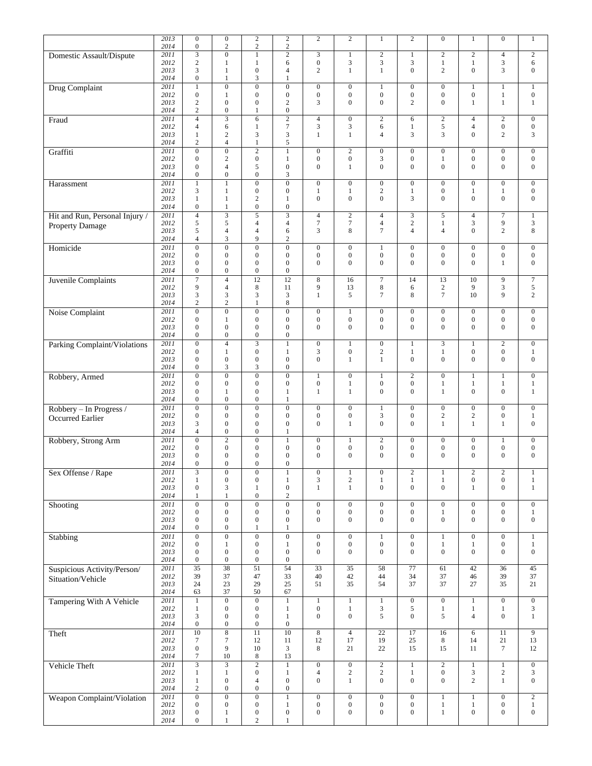| | | | | | | | | | | | | | |
|---|---|---|---|---|---|---|---|---|---|---|---|---|---|
| | 2013 | 0 | 0 | 2 | 2 | 2 | 2 | 1 | 2 | 0 | 1 | 0 | 1 |
| | 2014 | 0 | 2 | 2 | 2 | | | | | | | | |
| Domestic Assault/Dispute | 2011 | 3 | 0 | 1 | 2 | 3 | 1 | 2 | 1 | 2 | 2 | 4 | 2 |
| | 2012 | 2 | 1 | 1 | 6 | 0 | 3 | 3 | 3 | 1 | 1 | 3 | 6 |
| | 2013 | 3 | 1 | 0 | 4 | 2 | 1 | 1 | 0 | 2 | 0 | 3 | 0 |
| | 2014 | 0 | 1 | 3 | 1 | | | | | | | | |
| Drug Complaint | 2011 | 1 | 0 | 0 | 0 | 0 | 0 | 1 | 0 | 0 | 1 | 1 | 1 |
| | 2012 | 0 | 1 | 0 | 0 | 0 | 0 | 0 | 0 | 0 | 0 | 1 | 0 |
| | 2013 | 2 | 0 | 0 | 2 | 3 | 0 | 0 | 2 | 0 | 1 | 1 | 1 |
| | 2014 | 2 | 0 | 1 | 0 | | | | | | | | |
| Fraud | 2011 | 4 | 3 | 6 | 2 | 4 | 0 | 2 | 6 | 2 | 4 | 2 | 0 |
| | 2012 | 4 | 6 | 1 | 7 | 3 | 3 | 6 | 1 | 5 | 4 | 0 | 0 |
| | 2013 | 1 | 2 | 3 | 3 | 1 | 1 | 4 | 3 | 3 | 0 | 2 | 3 |
| | 2014 | 2 | 4 | 1 | 5 | | | | | | | | |
| Graffiti | 2011 | 0 | 0 | 2 | 1 | 0 | 2 | 0 | 0 | 0 | 0 | 0 | 0 |
| | 2012 | 0 | 2 | 0 | 1 | 0 | 0 | 3 | 0 | 1 | 0 | 0 | 0 |
| | 2013 | 0 | 4 | 5 | 0 | 0 | 1 | 0 | 0 | 0 | 0 | 0 | 0 |
| | 2014 | 0 | 0 | 0 | 3 | | | | | | | | |
| Harassment | 2011 | 1 | 1 | 0 | 0 | 0 | 0 | 0 | 0 | 0 | 0 | 0 | 0 |
| | 2012 | 3 | 1 | 0 | 0 | 1 | 1 | 2 | 1 | 0 | 1 | 1 | 0 |
| | 2013 | 1 | 1 | 2 | 1 | 0 | 0 | 0 | 3 | 0 | 0 | 0 | 0 |
| | 2014 | 0 | 1 | 0 | 0 | | | | | | | | |
| Hit and Run, Personal Injury / Property Damage | 2011 | 4 | 3 | 5 | 3 | 4 | 2 | 4 | 3 | 5 | 4 | 7 | 1 |
| | 2012 | 5 | 5 | 4 | 4 | 7 | 7 | 4 | 2 | 1 | 3 | 9 | 3 |
| | 2013 | 5 | 4 | 4 | 6 | 3 | 8 | 7 | 4 | 4 | 0 | 2 | 8 |
| | 2014 | 4 | 3 | 9 | 2 | | | | | | | | |
| Homicide | 2011 | 0 | 0 | 0 | 0 | 0 | 0 | 1 | 0 | 0 | 0 | 0 | 0 |
| | 2012 | 0 | 0 | 0 | 0 | 0 | 0 | 0 | 0 | 0 | 0 | 0 | 0 |
| | 2013 | 0 | 0 | 0 | 0 | 0 | 0 | 0 | 0 | 0 | 0 | 1 | 0 |
| | 2014 | 0 | 0 | 0 | 0 | | | | | | | | |
| Juvenile Complaints | 2011 | 7 | 4 | 12 | 12 | 8 | 16 | 7 | 14 | 13 | 10 | 9 | 7 |
| | 2012 | 9 | 4 | 8 | 11 | 9 | 13 | 8 | 6 | 2 | 9 | 3 | 5 |
| | 2013 | 3 | 3 | 3 | 3 | 1 | 5 | 7 | 8 | 7 | 10 | 9 | 2 |
| | 2014 | 2 | 2 | 1 | 8 | | | | | | | | |
| Noise Complaint | 2011 | 0 | 0 | 0 | 0 | 0 | 1 | 0 | 0 | 0 | 0 | 0 | 0 |
| | 2012 | 0 | 1 | 0 | 0 | 0 | 0 | 0 | 0 | 0 | 0 | 0 | 0 |
| | 2013 | 0 | 0 | 0 | 0 | 0 | 0 | 0 | 0 | 0 | 0 | 0 | 0 |
| | 2014 | 0 | 0 | 0 | 0 | | | | | | | | |
| Parking Complaint/Violations | 2011 | 0 | 4 | 3 | 1 | 0 | 1 | 0 | 1 | 3 | 1 | 2 | 0 |
| | 2012 | 0 | 1 | 0 | 1 | 3 | 0 | 2 | 1 | 1 | 0 | 0 | 1 |
| | 2013 | 0 | 0 | 0 | 0 | 0 | 1 | 1 | 0 | 0 | 0 | 0 | 0 |
| | 2014 | 0 | 3 | 3 | 0 | | | | | | | | |
| Robbery, Armed | 2011 | 0 | 0 | 0 | 0 | 1 | 0 | 1 | 2 | 0 | 1 | 1 | 0 |
| | 2012 | 0 | 0 | 0 | 0 | 0 | 1 | 0 | 0 | 1 | 1 | 1 | 1 |
| | 2013 | 0 | 1 | 0 | 1 | 1 | 1 | 0 | 0 | 1 | 0 | 0 | 1 |
| | 2014 | 0 | 0 | 0 | 1 | | | | | | | | |
| Robbery – In Progress / Occurred Earlier | 2011 | 0 | 0 | 0 | 0 | 0 | 0 | 1 | 0 | 0 | 0 | 0 | 0 |
| | 2012 | 0 | 0 | 0 | 0 | 0 | 0 | 3 | 0 | 2 | 2 | 0 | 1 |
| | 2013 | 3 | 0 | 0 | 0 | 0 | 1 | 0 | 0 | 1 | 1 | 1 | 0 |
| | 2014 | 4 | 0 | 0 | 1 | | | | | | | | |
| Robbery, Strong Arm | 2011 | 0 | 2 | 0 | 1 | 0 | 1 | 2 | 0 | 0 | 0 | 1 | 0 |
| | 2012 | 0 | 0 | 0 | 0 | 0 | 0 | 0 | 0 | 0 | 0 | 0 | 0 |
| | 2013 | 0 | 0 | 0 | 0 | 0 | 0 | 0 | 0 | 0 | 0 | 0 | 0 |
| | 2014 | 0 | 0 | 0 | 0 | | | | | | | | |
| Sex Offense / Rape | 2011 | 3 | 0 | 0 | 1 | 0 | 1 | 0 | 2 | 1 | 2 | 2 | 1 |
| | 2012 | 1 | 0 | 0 | 1 | 3 | 2 | 1 | 1 | 1 | 0 | 0 | 1 |
| | 2013 | 0 | 3 | 1 | 0 | 1 | 1 | 0 | 0 | 0 | 1 | 0 | 1 |
| | 2014 | 1 | 1 | 0 | 2 | | | | | | | | |
| Shooting | 2011 | 0 | 0 | 0 | 0 | 0 | 0 | 0 | 0 | 0 | 0 | 0 | 0 |
| | 2012 | 0 | 0 | 0 | 0 | 0 | 0 | 0 | 0 | 1 | 0 | 0 | 1 |
| | 2013 | 0 | 0 | 0 | 0 | 0 | 0 | 0 | 0 | 0 | 0 | 0 | 0 |
| | 2014 | 0 | 0 | 1 | 1 | | | | | | | | |
| Stabbing | 2011 | 0 | 0 | 0 | 0 | 0 | 0 | 1 | 0 | 1 | 0 | 0 | 1 |
| | 2012 | 0 | 1 | 0 | 1 | 0 | 0 | 0 | 0 | 1 | 1 | 0 | 1 |
| | 2013 | 0 | 0 | 0 | 0 | 0 | 0 | 0 | 0 | 0 | 0 | 0 | 0 |
| | 2014 | 0 | 0 | 0 | 0 | | | | | | | | |
| Suspicious Activity/Person/ Situation/Vehicle | 2011 | 35 | 38 | 51 | 54 | 33 | 35 | 58 | 77 | 61 | 42 | 36 | 45 |
| | 2012 | 39 | 37 | 47 | 33 | 40 | 42 | 44 | 34 | 37 | 46 | 39 | 37 |
| | 2013 | 24 | 23 | 29 | 25 | 51 | 35 | 54 | 37 | 37 | 27 | 35 | 21 |
| | 2014 | 63 | 37 | 50 | 67 | | | | | | | | |
| Tampering With A Vehicle | 2011 | 1 | 0 | 0 | 1 | 1 | 1 | 1 | 0 | 0 | 1 | 0 | 0 |
| | 2012 | 1 | 0 | 0 | 1 | 0 | 1 | 3 | 5 | 1 | 1 | 1 | 3 |
| | 2013 | 3 | 0 | 0 | 1 | 0 | 0 | 5 | 0 | 5 | 4 | 0 | 1 |
| | 2014 | 0 | 0 | 0 | 0 | | | | | | | | |
| Theft | 2011 | 10 | 8 | 11 | 10 | 8 | 4 | 22 | 17 | 16 | 6 | 11 | 9 |
| | 2012 | 7 | 7 | 12 | 11 | 12 | 17 | 19 | 25 | 8 | 14 | 21 | 13 |
| | 2013 | 0 | 9 | 10 | 3 | 8 | 21 | 22 | 15 | 15 | 11 | 7 | 12 |
| | 2014 | 7 | 10 | 8 | 13 | | | | | | | | |
| Vehicle Theft | 2011 | 3 | 3 | 2 | 1 | 0 | 0 | 2 | 1 | 2 | 1 | 1 | 0 |
| | 2012 | 1 | 1 | 0 | 1 | 4 | 2 | 2 | 1 | 0 | 3 | 2 | 3 |
| | 2013 | 1 | 0 | 4 | 0 | 0 | 1 | 0 | 0 | 0 | 2 | 1 | 0 |
| | 2014 | 2 | 0 | 0 | 0 | | | | | | | | |
| Weapon Complaint/Violation | 2011 | 0 | 0 | 0 | 1 | 0 | 0 | 0 | 0 | 1 | 1 | 0 | 2 |
| | 2012 | 0 | 0 | 0 | 1 | 0 | 0 | 0 | 0 | 1 | 1 | 0 | 1 |
| | 2013 | 0 | 1 | 0 | 0 | 0 | 0 | 0 | 0 | 1 | 0 | 0 | 0 |
| | 2014 | 0 | 1 | 2 | 1 | | | | | | | | |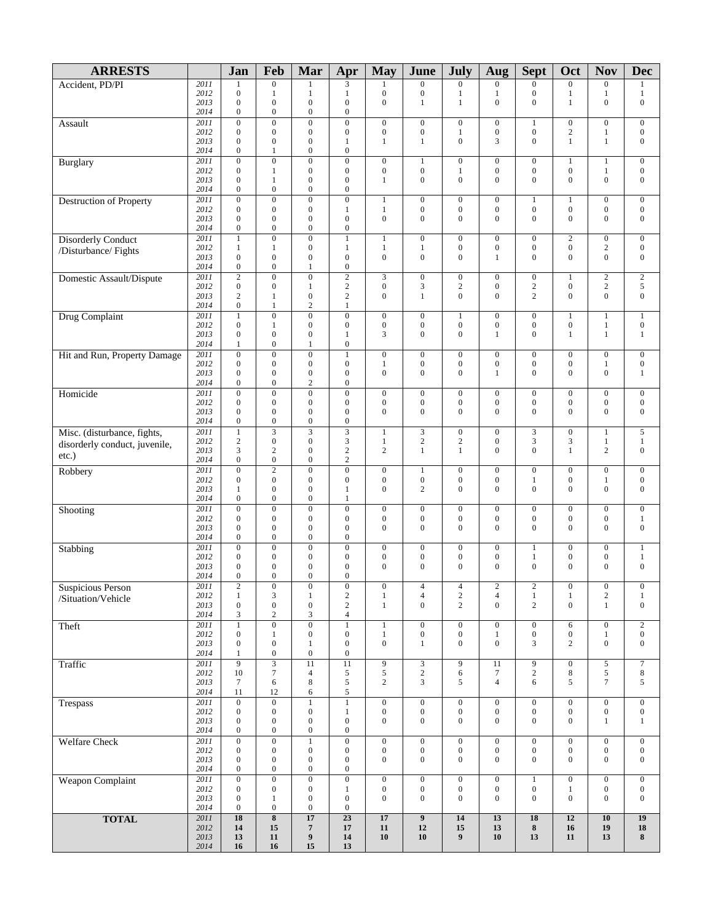| ARRESTS | | Jan | Feb | Mar | Apr | May | June | July | Aug | Sept | Oct | Nov | Dec |
|---|---|---|---|---|---|---|---|---|---|---|---|---|---|
| Accident, PD/PI | *2011* | 1 | 0 | 1 | 3 | 1 | 0 | 0 | 0 | 0 | 0 | 0 | 1 |
| | *2012* | 0 | 1 | 1 | 1 | 0 | 0 | 1 | 1 | 0 | 1 | 1 | 1 |
| | *2013* | 0 | 0 | 0 | 0 | 0 | 1 | 1 | 0 | 0 | 1 | 0 | 0 |
| | *2014* | 0 | 0 | 0 | 0 | | | | | | | | |
| Assault | *2011* | 0 | 0 | 0 | 0 | 0 | 0 | 0 | 0 | 1 | 0 | 0 | 0 |
| | *2012* | 0 | 0 | 0 | 0 | 0 | 0 | 1 | 0 | 0 | 2 | 1 | 0 |
| | *2013* | 0 | 0 | 0 | 1 | 1 | 1 | 0 | 3 | 0 | 1 | 1 | 0 |
| | *2014* | 0 | 1 | 0 | 0 | | | | | | | | |
| Burglary | *2011* | 0 | 0 | 0 | 0 | 0 | 1 | 0 | 0 | 0 | 1 | 1 | 0 |
| | *2012* | 0 | 1 | 0 | 0 | 0 | 0 | 1 | 0 | 0 | 0 | 1 | 0 |
| | *2013* | 0 | 1 | 0 | 0 | 1 | 0 | 0 | 0 | 0 | 0 | 0 | 0 |
| | *2014* | 0 | 0 | 0 | 0 | | | | | | | | |
| Destruction of Property | *2011* | 0 | 0 | 0 | 0 | 1 | 0 | 0 | 0 | 1 | 1 | 0 | 0 |
| | *2012* | 0 | 0 | 0 | 1 | 1 | 0 | 0 | 0 | 0 | 0 | 0 | 0 |
| | *2013* | 0 | 0 | 0 | 0 | 0 | 0 | 0 | 0 | 0 | 0 | 0 | 0 |
| | *2014* | 0 | 0 | 0 | 0 | | | | | | | | |
| Disorderly Conduct /Disturbance/ Fights | *2011* | 1 | 0 | 0 | 1 | 1 | 0 | 0 | 0 | 0 | 2 | 0 | 0 |
| | *2012* | 1 | 1 | 0 | 1 | 1 | 1 | 0 | 0 | 0 | 0 | 2 | 0 |
| | *2013* | 0 | 0 | 0 | 0 | 0 | 0 | 0 | 1 | 0 | 0 | 0 | 0 |
| | *2014* | 0 | 0 | 1 | 0 | | | | | | | | |
| Domestic Assault/Dispute | *2011* | 2 | 0 | 0 | 2 | 3 | 0 | 0 | 0 | 0 | 1 | 2 | 2 |
| | *2012* | 0 | 0 | 1 | 2 | 0 | 3 | 2 | 0 | 2 | 0 | 2 | 5 |
| | *2013* | 2 | 1 | 0 | 2 | 0 | 1 | 0 | 0 | 2 | 0 | 0 | 0 |
| | *2014* | 0 | 1 | 2 | 1 | | | | | | | | |
| Drug Complaint | *2011* | 1 | 0 | 0 | 0 | 0 | 0 | 1 | 0 | 0 | 1 | 1 | 1 |
| | *2012* | 0 | 1 | 0 | 0 | 0 | 0 | 0 | 0 | 0 | 0 | 1 | 0 |
| | *2013* | 0 | 0 | 0 | 1 | 3 | 0 | 0 | 1 | 0 | 1 | 1 | 1 |
| | *2014* | 1 | 0 | 1 | 0 | | | | | | | | |
| Hit and Run, Property Damage | *2011* | 0 | 0 | 0 | 1 | 0 | 0 | 0 | 0 | 0 | 0 | 0 | 0 |
| | *2012* | 0 | 0 | 0 | 0 | 1 | 0 | 0 | 0 | 0 | 0 | 1 | 0 |
| | *2013* | 0 | 0 | 0 | 0 | 0 | 0 | 0 | 1 | 0 | 0 | 0 | 1 |
| | *2014* | 0 | 0 | 2 | 0 | | | | | | | | |
| Homicide | *2011* | 0 | 0 | 0 | 0 | 0 | 0 | 0 | 0 | 0 | 0 | 0 | 0 |
| | *2012* | 0 | 0 | 0 | 0 | 0 | 0 | 0 | 0 | 0 | 0 | 0 | 0 |
| | *2013* | 0 | 0 | 0 | 0 | 0 | 0 | 0 | 0 | 0 | 0 | 0 | 0 |
| | *2014* | 0 | 0 | 0 | 0 | | | | | | | | |
| Misc. (disturbance, fights, disorderly conduct, juvenile, etc.) | *2011* | 1 | 3 | 3 | 3 | 1 | 3 | 0 | 0 | 3 | 0 | 1 | 5 |
| | *2012* | 2 | 0 | 0 | 3 | 1 | 2 | 2 | 0 | 3 | 3 | 1 | 1 |
| | *2013* | 3 | 2 | 0 | 2 | 2 | 1 | 1 | 0 | 0 | 1 | 2 | 0 |
| | *2014* | 0 | 0 | 0 | 2 | | | | | | | | |
| Robbery | *2011* | 0 | 2 | 0 | 0 | 0 | 1 | 0 | 0 | 0 | 0 | 0 | 0 |
| | *2012* | 0 | 0 | 0 | 0 | 0 | 0 | 0 | 0 | 1 | 0 | 1 | 0 |
| | *2013* | 1 | 0 | 0 | 1 | 0 | 2 | 0 | 0 | 0 | 0 | 0 | 0 |
| | *2014* | 0 | 0 | 0 | 1 | | | | | | | | |
| Shooting | *2011* | 0 | 0 | 0 | 0 | 0 | 0 | 0 | 0 | 0 | 0 | 0 | 0 |
| | *2012* | 0 | 0 | 0 | 0 | 0 | 0 | 0 | 0 | 0 | 0 | 0 | 1 |
| | *2013* | 0 | 0 | 0 | 0 | 0 | 0 | 0 | 0 | 0 | 0 | 0 | 0 |
| | *2014* | 0 | 0 | 0 | 0 | | | | | | | | |
| Stabbing | *2011* | 0 | 0 | 0 | 0 | 0 | 0 | 0 | 0 | 1 | 0 | 0 | 1 |
| | *2012* | 0 | 0 | 0 | 0 | 0 | 0 | 0 | 0 | 1 | 0 | 0 | 1 |
| | *2013* | 0 | 0 | 0 | 0 | 0 | 0 | 0 | 0 | 0 | 0 | 0 | 0 |
| | *2014* | 0 | 0 | 0 | 0 | | | | | | | | |
| Suspicious Person /Situation/Vehicle | *2011* | 2 | 0 | 0 | 0 | 0 | 4 | 4 | 2 | 2 | 0 | 0 | 0 |
| | *2012* | 1 | 3 | 1 | 2 | 1 | 4 | 2 | 4 | 1 | 1 | 2 | 1 |
| | *2013* | 0 | 0 | 0 | 2 | 1 | 0 | 2 | 0 | 2 | 0 | 1 | 0 |
| | *2014* | 3 | 2 | 3 | 4 | | | | | | | | |
| Theft | *2011* | 1 | 0 | 0 | 1 | 1 | 0 | 0 | 0 | 0 | 6 | 0 | 2 |
| | *2012* | 0 | 1 | 0 | 0 | 1 | 0 | 0 | 1 | 0 | 0 | 1 | 0 |
| | *2013* | 0 | 0 | 1 | 0 | 0 | 1 | 0 | 0 | 3 | 2 | 0 | 0 |
| | *2014* | 1 | 0 | 0 | 0 | | | | | | | | |
| Traffic | *2011* | 9 | 3 | 11 | 11 | 9 | 3 | 9 | 11 | 9 | 0 | 5 | 7 |
| | *2012* | 10 | 7 | 4 | 5 | 5 | 2 | 6 | 7 | 2 | 8 | 5 | 8 |
| | *2013* | 7 | 6 | 8 | 5 | 2 | 3 | 5 | 4 | 6 | 5 | 7 | 5 |
| | *2014* | 11 | 12 | 6 | 5 | | | | | | | | |
| Trespass | *2011* | 0 | 0 | 1 | 1 | 0 | 0 | 0 | 0 | 0 | 0 | 0 | 0 |
| | *2012* | 0 | 0 | 0 | 1 | 0 | 0 | 0 | 0 | 0 | 0 | 0 | 0 |
| | *2013* | 0 | 0 | 0 | 0 | 0 | 0 | 0 | 0 | 0 | 0 | 1 | 1 |
| | *2014* | 0 | 0 | 0 | 0 | | | | | | | | |
| Welfare Check | *2011* | 0 | 0 | 1 | 0 | 0 | 0 | 0 | 0 | 0 | 0 | 0 | 0 |
| | *2012* | 0 | 0 | 0 | 0 | 0 | 0 | 0 | 0 | 0 | 0 | 0 | 0 |
| | *2013* | 0 | 0 | 0 | 0 | 0 | 0 | 0 | 0 | 0 | 0 | 0 | 0 |
| | *2014* | 0 | 0 | 0 | 0 | | | | | | | | |
| Weapon Complaint | *2011* | 0 | 0 | 0 | 0 | 0 | 0 | 0 | 0 | 1 | 0 | 0 | 0 |
| | *2012* | 0 | 0 | 0 | 1 | 0 | 0 | 0 | 0 | 0 | 1 | 0 | 0 |
| | *2013* | 0 | 1 | 0 | 0 | 0 | 0 | 0 | 0 | 0 | 0 | 0 | 0 |
| | *2014* | 0 | 0 | 0 | 0 | | | | | | | | |
| **TOTAL** | *2011* | **18** | **8** | **17** | **23** | **17** | **9** | **14** | **13** | **18** | **12** | **10** | **19** |
| | *2012* | **14** | **15** | **7** | **17** | **11** | **12** | **15** | **13** | **8** | **16** | **19** | **18** |
| | *2013* | **13** | **11** | **9** | **14** | **10** | **10** | **9** | **10** | **13** | **11** | **13** | **8** |
| | *2014* | **16** | **16** | **15** | **13** | | | | | | | | |